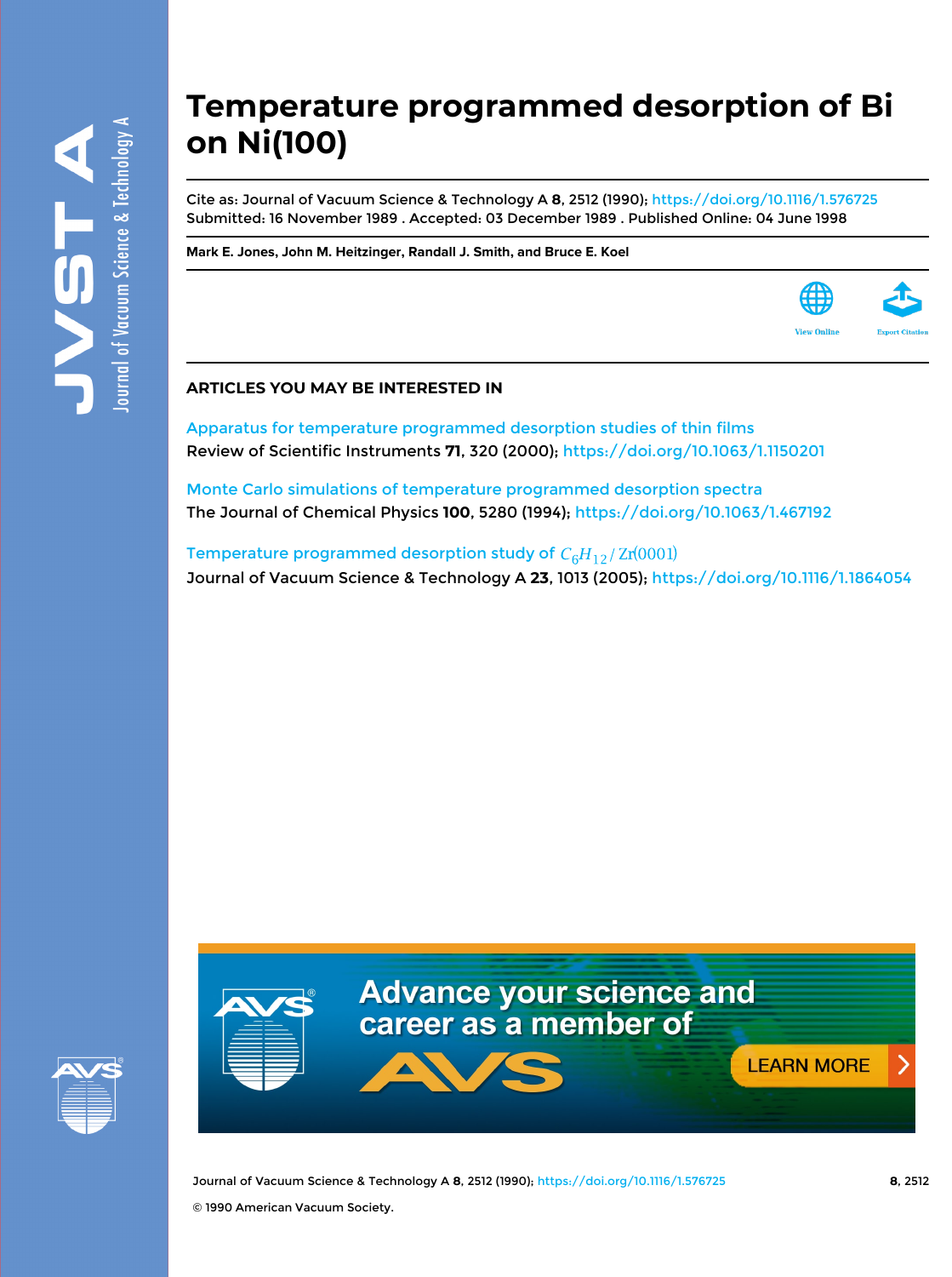# Temperature programmed desorption of Bi on Ni(100)

Cite as: Journal of Vacuum Science & Technology A **8**, 2512 (1990); https://doi.org/10.1116/1.576725
Submitted: 16 November 1989 . Accepted: 03 December 1989 . Published Online: 04 June 1998

**Mark E. Jones, John M. Heitzinger, Randall J. Smith, and Bruce E. Koel**

View Online Export Citation

## ARTICLES YOU MAY BE INTERESTED IN

Apparatus for temperature programmed desorption studies of thin films
Review of Scientific Instruments **71**, 320 (2000); https://doi.org/10.1063/1.1150201

Monte Carlo simulations of temperature programmed desorption spectra
The Journal of Chemical Physics **100**, 5280 (1994); https://doi.org/10.1063/1.467192

Temperature programmed desorption study of $C_6H_{12}/Zr(0001)$
Journal of Vacuum Science & Technology A **23**, 1013 (2005); https://doi.org/10.1116/1.1864054

Advance your science and career as a member of AVS

LEARN MORE

© 1990 American Vacuum Society.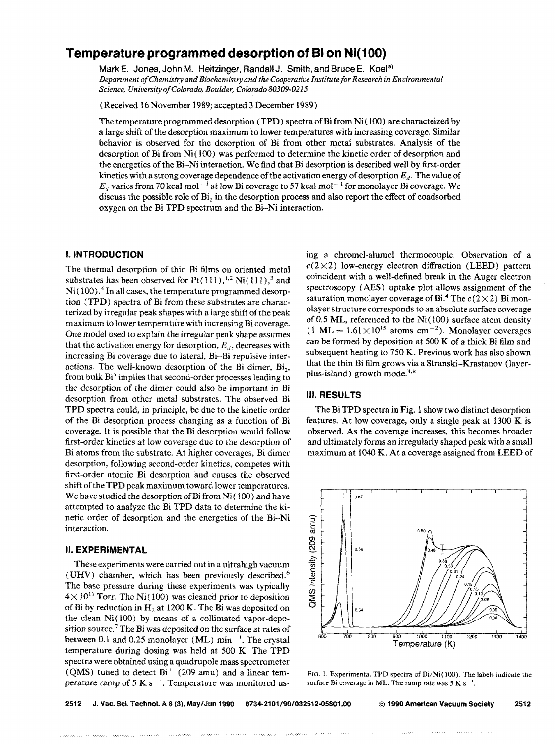# Temperature programmed desorption of Bi on Ni(100)

Mark E. Jones, John M. Heitzinger, Randall J. Smith, and Bruce E. Koel[a)]

*Department of Chemistry and Biochemistry and the Cooperative Institute for Research in Environmental Science, University of Colorado, Boulder, Colorado 80309-0215*

(Received 16 November 1989; accepted 3 December 1989)

The temperature programmed desorption (TPD) spectra of Bi from Ni(100) are characteized by a large shift of the desorption maximum to lower temperatures with increasing coverage. Similar behavior is observed for the desorption of Bi from other metal substrates. Analysis of the desorption of Bi from Ni(100) was performed to determine the kinetic order of desorption and the energetics of the Bi–Ni interaction. We find that Bi desorption is described well by first-order kinetics with a strong coverage dependence of the activation energy of desorption $E_d$. The value of $E_d$ varies from 70 kcal mol$^{-1}$ at low Bi coverage to 57 kcal mol$^{-1}$ for monolayer Bi coverage. We discuss the possible role of $Bi_2$ in the desorption process and also report the effect of coadsorbed oxygen on the Bi TPD spectrum and the Bi–Ni interaction.

## I. INTRODUCTION

The thermal desorption of thin Bi films on oriented metal substrates has been observed for Pt(111),[1,2] Ni(111),[3] and Ni(100).[4] In all cases, the temperature programmed desorption (TPD) spectra of Bi from these substrates are characterized by irregular peak shapes with a large shift of the peak maximum to lower temperature with increasing Bi coverage. One model used to explain the irregular peak shape assumes that the activation energy for desorption, $E_d$, decreases with increasing Bi coverage due to lateral, Bi–Bi repulsive interactions. The well-known desorption of the Bi dimer, $Bi_2$, from bulk Bi[5] implies that second-order processes leading to the desorption of the dimer could also be important in Bi desorption from other metal substrates. The observed Bi TPD spectra could, in principle, be due to the kinetic order of the Bi desorption process changing as a function of Bi coverage. It is possible that the Bi desorption would follow first-order kinetics at low coverage due to the desorption of Bi atoms from the substrate. At higher coverages, Bi dimer desorption, following second-order kinetics, competes with first-order atomic Bi desorption and causes the observed shift of the TPD peak maximum toward lower temperatures. We have studied the desorption of Bi from Ni(100) and have attempted to analyze the Bi TPD data to determine the kinetic order of desorption and the energetics of the Bi–Ni interaction.

## II. EXPERIMENTAL

These experiments were carried out in a ultrahigh vacuum (UHV) chamber, which has been previously described.[6] The base pressure during these experiments was typically $4\times10^{11}$ Torr. The Ni(100) was cleaned prior to deposition of Bi by reduction in $H_2$ at 1200 K. The Bi was deposited on the clean Ni(100) by means of a collimated vapor-deposition source.[7] The Bi was deposited on the surface at rates of between 0.1 and 0.25 monolayer (ML) min$^{-1}$. The crystal temperature during dosing was held at 500 K. The TPD spectra were obtained using a quadrupole mass spectrometer (QMS) tuned to detect $Bi^+$ (209 amu) and a linear temperature ramp of 5 K s$^{-1}$. Temperature was monitored using a chromel-alumel thermocouple. Observation of a $c(2\times2)$ low-energy electron diffraction (LEED) pattern coincident with a well-defined break in the Auger electron spectroscopy (AES) uptake plot allows assignment of the saturation monolayer coverage of Bi.[4] The $c(2\times2)$ Bi monolayer structure corresponds to an absolute surface coverage of 0.5 ML, referenced to the Ni(100) surface atom density ($1\ \text{ML} = 1.61\times10^{15}$ atoms cm$^{-2}$). Monolayer coverages can be formed by deposition at 500 K of a thick Bi film and subsequent heating to 750 K. Previous work has also shown that the thin Bi film grows via a Stranski–Krastanov (layer-plus-island) growth mode.[4,8]

## III. RESULTS

The Bi TPD spectra in Fig. 1 show two distinct desorption features. At low coverage, only a single peak at 1300 K is observed. As the coverage increases, this becomes broader and ultimately forms an irregularly shaped peak with a small maximum at 1040 K. At a coverage assigned from LEED of

FIG. 1. Experimental TPD spectra of Bi/Ni(100). The labels indicate the surface Bi coverage in ML. The ramp rate was 5 K s$^{-1}$.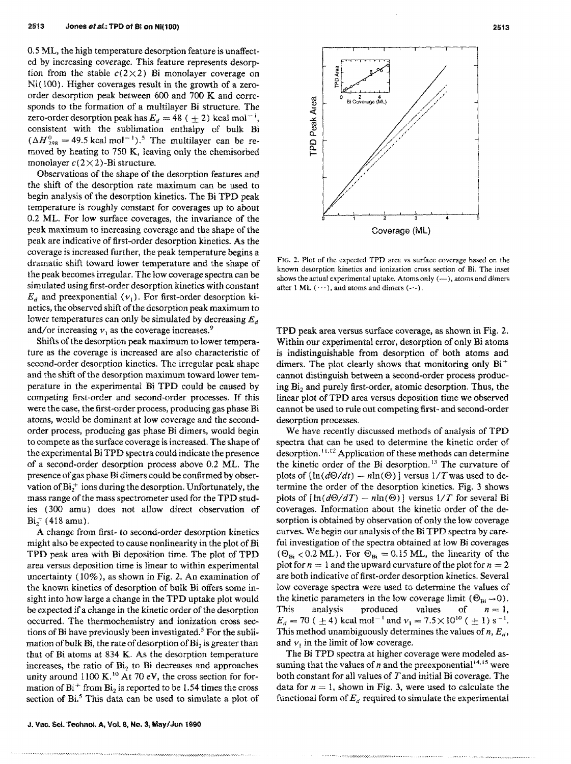0.5 ML, the high temperature desorption feature is unaffected by increasing coverage. This feature represents desorption from the stable $c(2\times2)$ Bi monolayer coverage on Ni(100). Higher coverages result in the growth of a zero-order desorption peak between 600 and 700 K and corresponds to the formation of a multilayer Bi structure. The zero-order desorption peak has $E_d = 48$ ($\pm 2$) kcal mol$^{-1}$, consistent with the sublimation enthalpy of bulk Bi ($\Delta H^0_{298} = 49.5$ kcal mol$^{-1}$).[5] The multilayer can be removed by heating to 750 K, leaving only the chemisorbed monolayer $c(2\times2)$-Bi structure.

Observations of the shape of the desorption features and the shift of the desorption rate maximum can be used to begin analysis of the desorption kinetics. The Bi TPD peak temperature is roughly constant for coverages up to about 0.2 ML. For low surface coverages, the invariance of the peak maximum to increasing coverage and the shape of the peak are indicative of first-order desorption kinetics. As the coverage is increased further, the peak temperature begins a dramatic shift toward lower temperature and the shape of the peak becomes irregular. The low coverage spectra can be simulated using first-order desorption kinetics with constant $E_d$ and preexponential ($\nu_1$). For first-order desorption kinetics, the observed shift of the desorption peak maximum to lower temperatures can only be simulated by decreasing $E_d$ and/or increasing $\nu_1$ as the coverage increases.[9]

Shifts of the desorption peak maximum to lower temperature as the coverage is increased are also characteristic of second-order desorption kinetics. The irregular peak shape and the shift of the desorption maximum toward lower temperature in the experimental Bi TPD could be caused by competing first-order and second-order processes. If this were the case, the first-order process, producing gas phase Bi atoms, would be dominant at low coverage and the second-order process, producing gas phase Bi dimers, would begin to compete as the surface coverage is increased. The shape of the experimental Bi TPD spectra could indicate the presence of a second-order desorption process above 0.2 ML. The presence of gas phase Bi dimers could be confirmed by observation of $Bi_2^+$ ions during the desorption. Unfortunately, the mass range of the mass spectrometer used for the TPD studies (300 amu) does not allow direct observation of $Bi_2^+$ (418 amu).

A change from first- to second-order desorption kinetics might also be expected to cause nonlinearity in the plot of Bi TPD peak area with Bi deposition time. The plot of TPD area versus deposition time is linear to within experimental uncertainty (10%), as shown in Fig. 2. An examination of the known kinetics of desorption of bulk Bi offers some insight into how large a change in the TPD uptake plot would be expected if a change in the kinetic order of the desorption occurred. The thermochemistry and ionization cross sections of Bi have previously been investigated.[5] For the sublimation of bulk Bi, the rate of desorption of $Bi_2$ is greater than that of Bi atoms at 834 K. As the desorption temperature increases, the ratio of $Bi_2$ to Bi decreases and approaches unity around 1100 K.[10] At 70 eV, the cross section for formation of $Bi^+$ from $Bi_2$ is reported to be 1.54 times the cross section of Bi.[5] This data can be used to simulate a plot of TPD peak area versus surface coverage, as shown in Fig. 2. Within our experimental error, desorption of only Bi atoms is indistinguishable from desorption of both atoms and dimers. The plot clearly shows that monitoring only $Bi^+$ cannot distinguish between a second-order process producing $Bi_2$ and purely first-order, atomic desorption. Thus, the linear plot of TPD area versus deposition time we observed cannot be used to rule out competing first- and second-order desorption processes.

FIG. 2. Plot of the expected TPD area vs surface coverage based on the known desorption kinetics and ionization cross section of Bi. The inset shows the actual experimental uptake. Atoms only (—), atoms and dimers after 1 ML (···), and atoms and dimers (-··-).

We have recently discussed methods of analysis of TPD spectra that can be used to determine the kinetic order of desorption.[11,12] Application of these methods can determine the kinetic order of the Bi desorption.[13] The curvature of plots of $[\ln(d\Theta/dt) - n\ln(\Theta)]$ versus $1/T$ was used to determine the order of the desorption kinetics. Fig. 3 shows plots of $[\ln(d\Theta/dT) - n\ln(\Theta)]$ versus $1/T$ for several Bi coverages. Information about the kinetic order of the desorption is obtained by observation of only the low coverage curves. We begin our analysis of the Bi TPD spectra by careful investigation of the spectra obtained at low Bi coverages ($\Theta_{Bi} < 0.2$ ML). For $\Theta_{Bi} = 0.15$ ML, the linearity of the plot for $n = 1$ and the upward curvature of the plot for $n = 2$ are both indicative of first-order desorption kinetics. Several low coverage spectra were used to determine the values of the kinetic parameters in the low coverage limit ($\Theta_{Bi} \to 0$). This analysis produced values of $n = 1$, $E_d = 70$ ($\pm 4$) kcal mol$^{-1}$ and $\nu_1 = 7.5\times10^{10}$ ($\pm 1$) s$^{-1}$. This method unambiguously determines the values of $n$, $E_d$, and $\nu_1$ in the limit of low coverage.

The Bi TPD spectra at higher coverage were modeled assuming that the values of $n$ and the preexponential[14,15] were both constant for all values of $T$ and initial Bi coverage. The data for $n = 1$, shown in Fig. 3, were used to calculate the functional form of $E_d$ required to simulate the experimental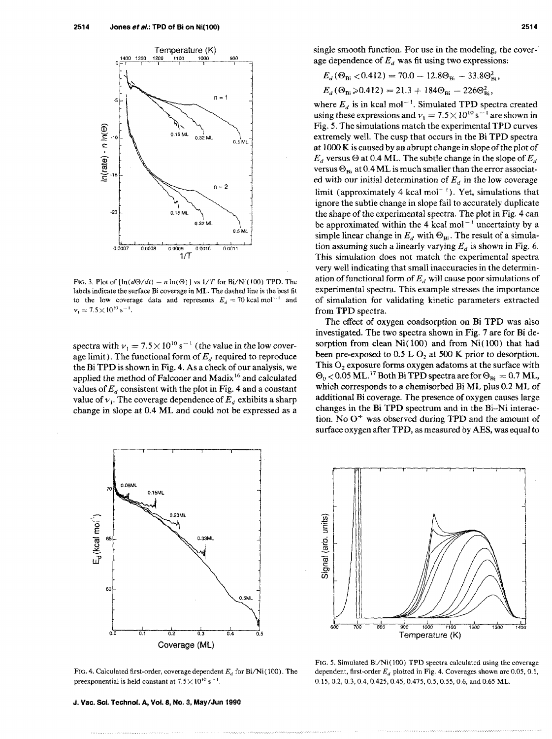FIG. 3. Plot of $[\ln(d\Theta/dt) - n\ln(\Theta)]$ vs $1/T$ for Bi/Ni(100) TPD. The labels indicate the surface Bi coverage in ML. The dashed line is the best fit to the low coverage data and represents $E_d = 70$ kcal mol$^{-1}$ and $\nu_1 = 7.5\times10^{10}$ s$^{-1}$.

spectra with $\nu_1 = 7.5\times10^{10}$ s$^{-1}$ (the value in the low coverage limit). The functional form of $E_d$ required to reproduce the Bi TPD is shown in Fig. 4. As a check of our analysis, we applied the method of Falconer and Madix[16] and calculated values of $E_d$ consistent with the plot in Fig. 4 and a constant value of $\nu_1$. The coverage dependence of $E_d$ exhibits a sharp change in slope at 0.4 ML and could not be expressed as a single smooth function. For use in the modeling, the coverage dependence of $E_d$ was fit using two expressions:

$$E_d(\Theta_{Bi} < 0.412) = 70.0 - 12.8\Theta_{Bi} - 33.8\Theta_{Bi}^2,$$

$$E_d(\Theta_{Bi} \geqslant 0.412) = 21.3 + 184\Theta_{Bi} - 226\Theta_{Bi}^2,$$

where $E_d$ is in kcal mol$^{-1}$. Simulated TPD spectra created using these expressions and $\nu_1 = 7.5\times10^{10}$ s$^{-1}$ are shown in Fig. 5. The simulations match the experimental TPD curves extremely well. The cusp that occurs in the Bi TPD spectra at 1000 K is caused by an abrupt change in slope of the plot of $E_d$ versus $\Theta$ at 0.4 ML. The subtle change in the slope of $E_d$ versus $\Theta_{Bi}$ at 0.4 ML is much smaller than the error associated with our initial determination of $E_d$ in the low coverage limit (approximately 4 kcal mol$^{-1}$). Yet, simulations that ignore the subtle change in slope fail to accurately duplicate the shape of the experimental spectra. The plot in Fig. 4 can be approximated within the 4 kcal mol$^{-1}$ uncertainty by a simple linear change in $E_d$ with $\Theta_{Bi}$. The result of a simulation assuming such a linearly varying $E_d$ is shown in Fig. 6. This simulation does not match the experimental spectra very well indicating that small inaccuracies in the determination of functional form of $E_d$ will cause poor simulations of experimental spectra. This example stresses the importance of simulation for validating kinetic parameters extracted from TPD spectra.

The effect of oxygen coadsorption on Bi TPD was also investigated. The two spectra shown in Fig. 7 are for Bi desorption from clean Ni(100) and from Ni(100) that had been pre-exposed to 0.5 L $O_2$ at 500 K prior to desorption. This $O_2$ exposure forms oxygen adatoms at the surface with $\Theta_O < 0.05$ ML.[17] Both Bi TPD spectra are for $\Theta_{Bi} = 0.7$ ML, which corresponds to a chemisorbed Bi ML plus 0.2 ML of additional Bi coverage. The presence of oxygen causes large changes in the Bi TPD spectrum and in the Bi–Ni interaction. No $O^+$ was observed during TPD and the amount of surface oxygen after TPD, as measured by AES, was equal to

FIG. 4. Calculated first-order, coverage dependent $E_d$ for Bi/Ni(100). The preexponential is held constant at $7.5\times10^{10}$ s$^{-1}$.

FIG. 5. Simulated Bi/Ni(100) TPD spectra calculated using the coverage dependent, first-order $E_d$ plotted in Fig. 4. Coverages shown are 0.05, 0.1, 0.15, 0.2, 0.3, 0.4, 0.425, 0.45, 0.475, 0.5, 0.55, 0.6, and 0.65 ML.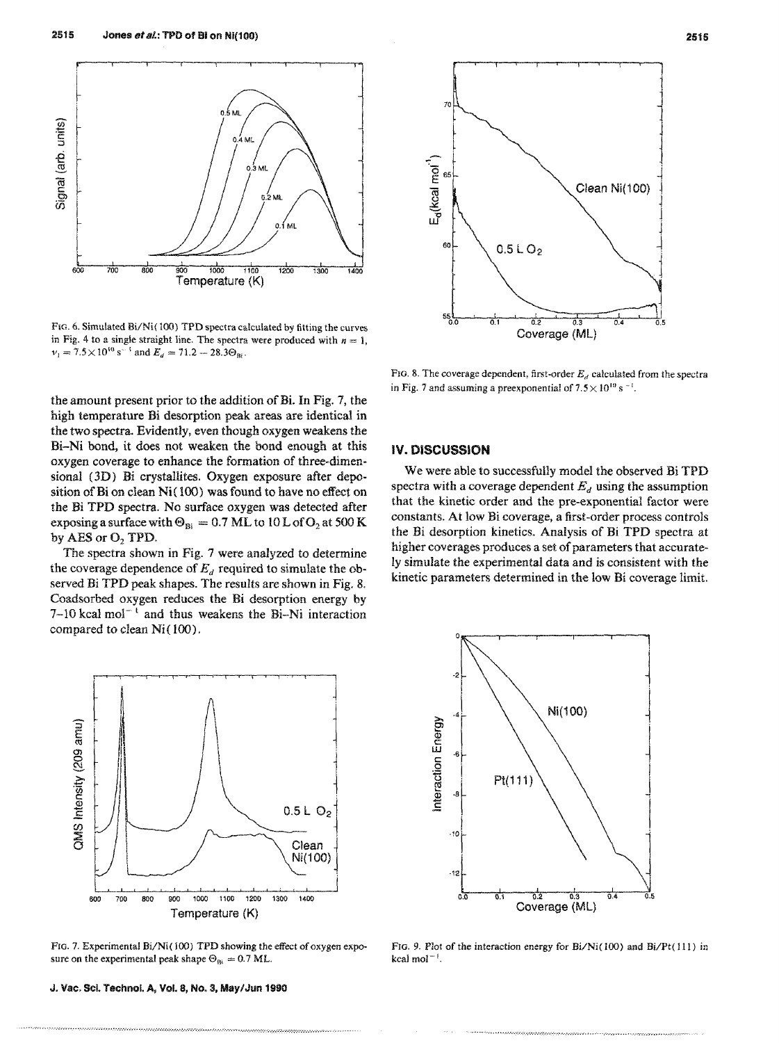FIG. 6. Simulated Bi/Ni(100) TPD spectra calculated by fitting the curves in Fig. 4 to a single straight line. The spectra were produced with $n = 1$, $\nu_1 = 7.5\times10^{10}\ s^{-1}$ and $E_d = 71.2 - 28.3\Theta_{Bi}$.

the amount present prior to the addition of Bi. In Fig. 7, the high temperature Bi desorption peak areas are identical in the two spectra. Evidently, even though oxygen weakens the Bi–Ni bond, it does not weaken the bond enough at this oxygen coverage to enhance the formation of three-dimensional (3D) Bi crystallites. Oxygen exposure after deposition of Bi on clean Ni(100) was found to have no effect on the Bi TPD spectra. No surface oxygen was detected after exposing a surface with $\Theta_{Bi} = 0.7$ ML to 10 L of $O_2$ at 500 K by AES or $O_2$ TPD.

The spectra shown in Fig. 7 were analyzed to determine the coverage dependence of $E_d$ required to simulate the observed Bi TPD peak shapes. The results are shown in Fig. 8. Coadsorbed oxygen reduces the Bi desorption energy by 7–10 kcal mol$^{-1}$ and thus weakens the Bi–Ni interaction compared to clean Ni(100).

FIG. 7. Experimental Bi/Ni(100) TPD showing the effect of oxygen exposure on the experimental peak shape $\Theta_{Bi} = 0.7$ ML.

FIG. 8. The coverage dependent, first-order $E_d$ calculated from the spectra in Fig. 7 and assuming a preexponential of $7.5\times10^{10}\ s^{-1}$.

## IV. DISCUSSION

We were able to successfully model the observed Bi TPD spectra with a coverage dependent $E_d$ using the assumption that the kinetic order and the pre-exponential factor were constants. At low Bi coverage, a first-order process controls the Bi desorption kinetics. Analysis of Bi TPD spectra at higher coverages produces a set of parameters that accurately simulate the experimental data and is consistent with the kinetic parameters determined in the low Bi coverage limit.

FIG. 9. Plot of the interaction energy for Bi/Ni(100) and Bi/Pt(111) in kcal mol$^{-1}$.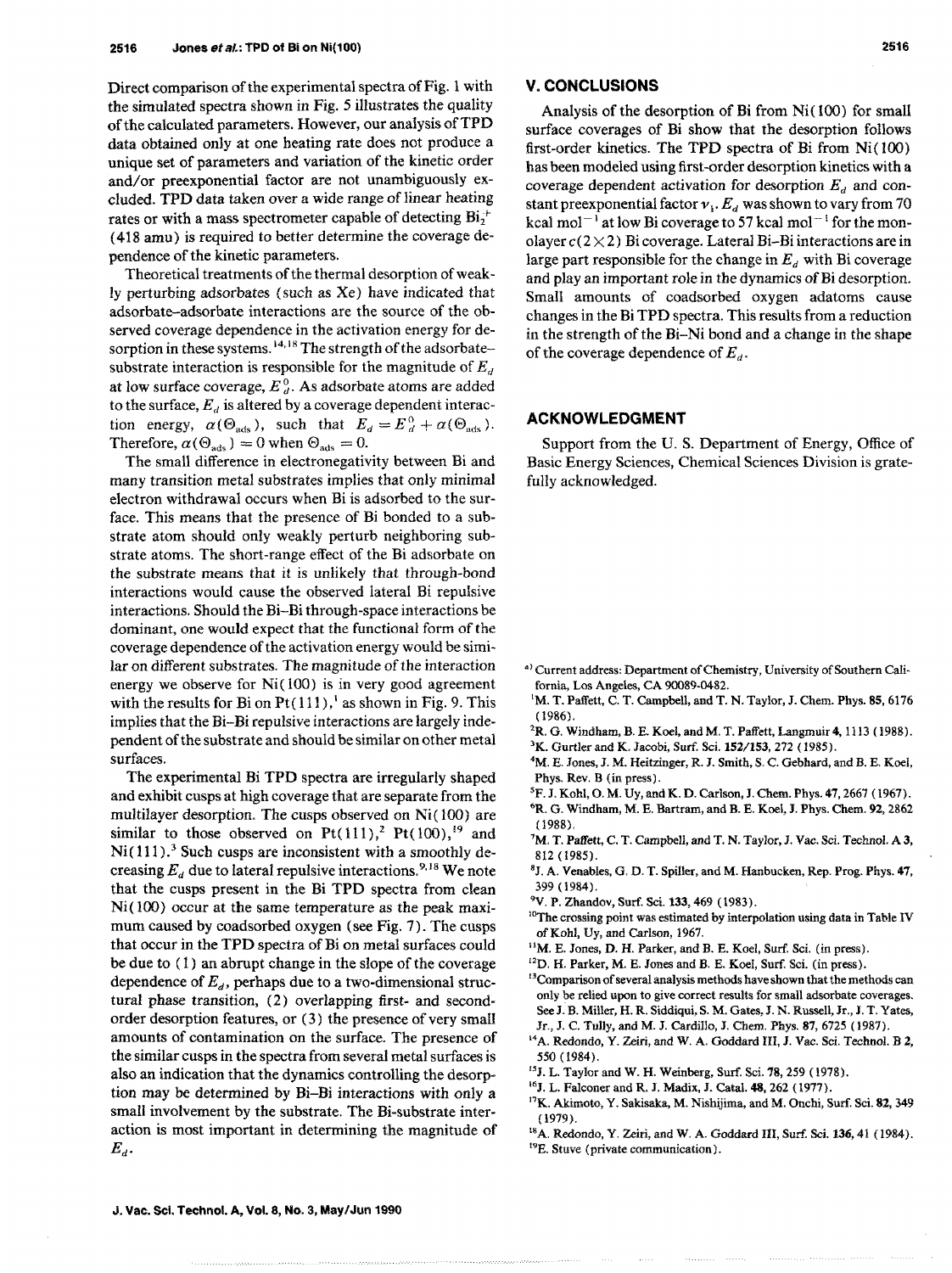Direct comparison of the experimental spectra of Fig. 1 with the simulated spectra shown in Fig. 5 illustrates the quality of the calculated parameters. However, our analysis of TPD data obtained only at one heating rate does not produce a unique set of parameters and variation of the kinetic order and/or preexponential factor are not unambiguously excluded. TPD data taken over a wide range of linear heating rates or with a mass spectrometer capable of detecting $Bi_2^+$ (418 amu) is required to better determine the coverage dependence of the kinetic parameters.

Theoretical treatments of the thermal desorption of weakly perturbing adsorbates (such as Xe) have indicated that adsorbate–adsorbate interactions are the source of the observed coverage dependence in the activation energy for desorption in these systems.[14,18] The strength of the adsorbate–substrate interaction is responsible for the magnitude of $E_d$ at low surface coverage, $E_d^0$. As adsorbate atoms are added to the surface, $E_d$ is altered by a coverage dependent interaction energy, $\alpha(\Theta_{ads})$, such that $E_d = E_d^0 + \alpha(\Theta_{ads})$. Therefore, $\alpha(\Theta_{ads}) = 0$ when $\Theta_{ads} = 0$.

The small difference in electronegativity between Bi and many transition metal substrates implies that only minimal electron withdrawal occurs when Bi is adsorbed to the surface. This means that the presence of Bi bonded to a substrate atom should only weakly perturb neighboring substrate atoms. The short-range effect of the Bi adsorbate on the substrate means that it is unlikely that through-bond interactions would cause the observed lateral Bi repulsive interactions. Should the Bi–Bi through-space interactions be dominant, one would expect that the functional form of the coverage dependence of the activation energy would be similar on different substrates. The magnitude of the interaction energy we observe for Ni(100) is in very good agreement with the results for Bi on Pt(111),[1] as shown in Fig. 9. This implies that the Bi–Bi repulsive interactions are largely independent of the substrate and should be similar on other metal surfaces.

The experimental Bi TPD spectra are irregularly shaped and exhibit cusps at high coverage that are separate from the multilayer desorption. The cusps observed on Ni(100) are similar to those observed on Pt(111),[2] Pt(100),[19] and Ni(111).[3] Such cusps are inconsistent with a smoothly decreasing $E_d$ due to lateral repulsive interactions.[9,18] We note that the cusps present in the Bi TPD spectra from clean Ni(100) occur at the same temperature as the peak maximum caused by coadsorbed oxygen (see Fig. 7). The cusps that occur in the TPD spectra of Bi on metal surfaces could be due to (1) an abrupt change in the slope of the coverage dependence of $E_d$, perhaps due to a two-dimensional structural phase transition, (2) overlapping first- and second-order desorption features, or (3) the presence of very small amounts of contamination on the surface. The presence of the similar cusps in the spectra from several metal surfaces is also an indication that the dynamics controlling the desorption may be determined by Bi–Bi interactions with only a small involvement by the substrate. The Bi-substrate interaction is most important in determining the magnitude of $E_d$.

## V. CONCLUSIONS

Analysis of the desorption of Bi from Ni(100) for small surface coverages of Bi show that the desorption follows first-order kinetics. The TPD spectra of Bi from Ni(100) has been modeled using first-order desorption kinetics with a coverage dependent activation for desorption $E_d$ and constant preexponential factor $\nu_1$. $E_d$ was shown to vary from 70 kcal mol$^{-1}$ at low Bi coverage to 57 kcal mol$^{-1}$ for the monolayer $c(2\times2)$ Bi coverage. Lateral Bi–Bi interactions are in large part responsible for the change in $E_d$ with Bi coverage and play an important role in the dynamics of Bi desorption. Small amounts of coadsorbed oxygen adatoms cause changes in the Bi TPD spectra. This results from a reduction in the strength of the Bi–Ni bond and a change in the shape of the coverage dependence of $E_d$.

## ACKNOWLEDGMENT

Support from the U. S. Department of Energy, Office of Basic Energy Sciences, Chemical Sciences Division is gratefully acknowledged.

[a] Current address: Department of Chemistry, University of Southern California, Los Angeles, CA 90089-0482.

[1] M. T. Paffett, C. T. Campbell, and T. N. Taylor, J. Chem. Phys. 85, 6176 (1986).

[2] R. G. Windham, B. E. Koel, and M. T. Paffett, Langmuir 4, 1113 (1988).

[3] K. Gurtler and K. Jacobi, Surf. Sci. 152/153, 272 (1985).

[4] M. E. Jones, J. M. Heitzinger, R. J. Smith, S. C. Gebhard, and B. E. Koel, Phys. Rev. B (in press).

[5] F. J. Kohl, O. M. Uy, and K. D. Carlson, J. Chem. Phys. 47, 2667 (1967).

[6] R. G. Windham, M. E. Bartram, and B. E. Koel, J. Phys. Chem. 92, 2862 (1988).

[7] M. T. Paffett, C. T. Campbell, and T. N. Taylor, J. Vac. Sci. Technol. A 3, 812 (1985).

[8] J. A. Venables, G. D. T. Spiller, and M. Hanbucken, Rep. Prog. Phys. 47, 399 (1984).

[9] V. P. Zhandov, Surf. Sci. 133, 469 (1983).

[10] The crossing point was estimated by interpolation using data in Table IV of Kohl, Uy, and Carlson, 1967.

[11] M. E. Jones, D. H. Parker, and B. E. Koel, Surf. Sci. (in press).

[12] D. H. Parker, M. E. Jones and B. E. Koel, Surf. Sci. (in press).

[13] Comparison of several analysis methods have shown that the methods can only be relied upon to give correct results for small adsorbate coverages. See J. B. Miller, H. R. Siddiqui, S. M. Gates, J. N. Russell, Jr., J. T. Yates, Jr., J. C. Tully, and M. J. Cardillo, J. Chem. Phys. 87, 6725 (1987).

[14] A. Redondo, Y. Zeiri, and W. A. Goddard III, J. Vac. Sci. Technol. B 2, 550 (1984).

[15] J. L. Taylor and W. H. Weinberg, Surf. Sci. 78, 259 (1978).

[16] J. L. Falconer and R. J. Madix, J. Catal. 48, 262 (1977).

[17] K. Akimoto, Y. Sakisaka, M. Nishijima, and M. Onchi, Surf. Sci. 82, 349 (1979).

[18] A. Redondo, Y. Zeiri, and W. A. Goddard III, Surf. Sci. 136, 41 (1984).

[19] E. Stuve (private communication).